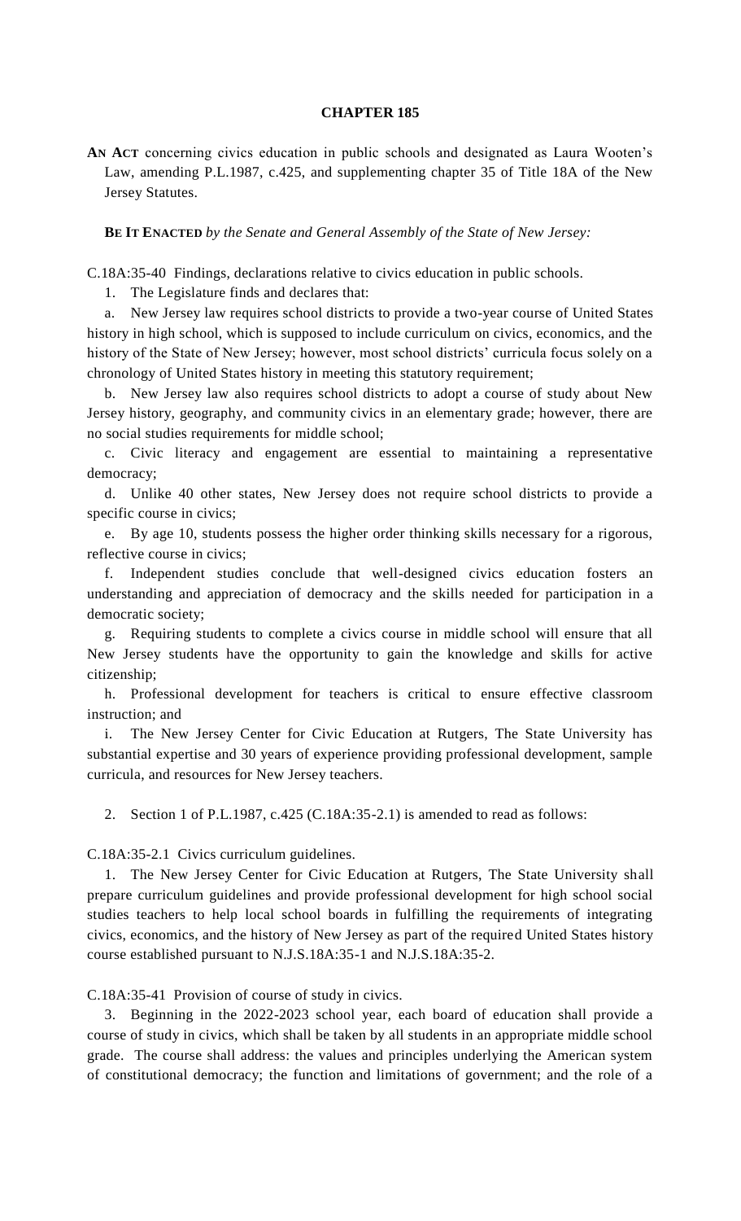# CHAPTER 185

**AN ACT** concerning civics education in public schools and designated as Laura Wooten's Law, amending P.L.1987, c.425, and supplementing chapter 35 of Title 18A of the New Jersey Statutes.

**BE IT ENACTED** *by the Senate and General Assembly of the State of New Jersey:*

C.18A:35-40 Findings, declarations relative to civics education in public schools.

1. The Legislature finds and declares that:

a. New Jersey law requires school districts to provide a two-year course of United States history in high school, which is supposed to include curriculum on civics, economics, and the history of the State of New Jersey; however, most school districts' curricula focus solely on a chronology of United States history in meeting this statutory requirement;

b. New Jersey law also requires school districts to adopt a course of study about New Jersey history, geography, and community civics in an elementary grade; however, there are no social studies requirements for middle school;

c. Civic literacy and engagement are essential to maintaining a representative democracy;

d. Unlike 40 other states, New Jersey does not require school districts to provide a specific course in civics;

e. By age 10, students possess the higher order thinking skills necessary for a rigorous, reflective course in civics;

f. Independent studies conclude that well-designed civics education fosters an understanding and appreciation of democracy and the skills needed for participation in a democratic society;

g. Requiring students to complete a civics course in middle school will ensure that all New Jersey students have the opportunity to gain the knowledge and skills for active citizenship;

h. Professional development for teachers is critical to ensure effective classroom instruction; and

i. The New Jersey Center for Civic Education at Rutgers, The State University has substantial expertise and 30 years of experience providing professional development, sample curricula, and resources for New Jersey teachers.

2. Section 1 of P.L.1987, c.425 (C.18A:35-2.1) is amended to read as follows:

C.18A:35-2.1 Civics curriculum guidelines.

1. The New Jersey Center for Civic Education at Rutgers, The State University shall prepare curriculum guidelines and provide professional development for high school social studies teachers to help local school boards in fulfilling the requirements of integrating civics, economics, and the history of New Jersey as part of the required United States history course established pursuant to N.J.S.18A:35-1 and N.J.S.18A:35-2.

C.18A:35-41 Provision of course of study in civics.

3. Beginning in the 2022-2023 school year, each board of education shall provide a course of study in civics, which shall be taken by all students in an appropriate middle school grade. The course shall address: the values and principles underlying the American system of constitutional democracy; the function and limitations of government; and the role of a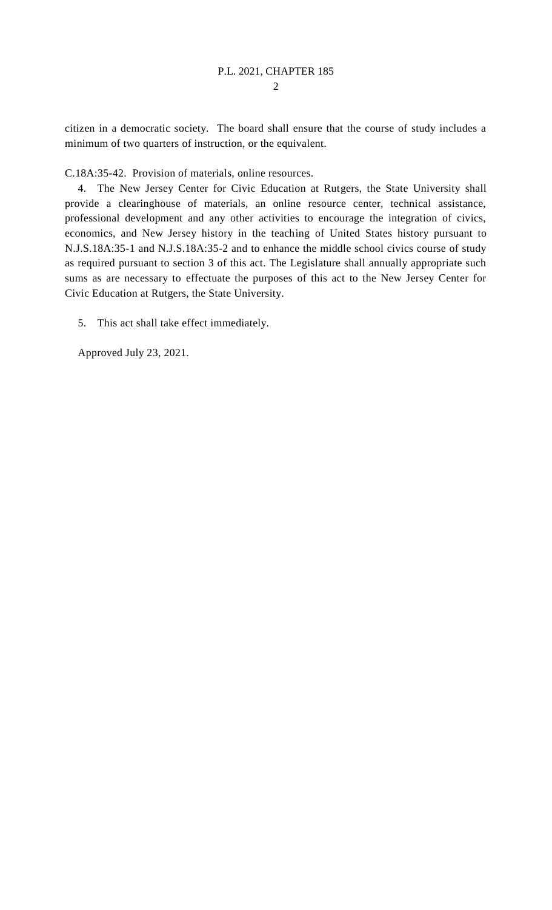citizen in a democratic society. The board shall ensure that the course of study includes a minimum of two quarters of instruction, or the equivalent.

C.18A:35-42. Provision of materials, online resources.

4. The New Jersey Center for Civic Education at Rutgers, the State University shall provide a clearinghouse of materials, an online resource center, technical assistance, professional development and any other activities to encourage the integration of civics, economics, and New Jersey history in the teaching of United States history pursuant to N.J.S.18A:35-1 and N.J.S.18A:35-2 and to enhance the middle school civics course of study as required pursuant to section 3 of this act. The Legislature shall annually appropriate such sums as are necessary to effectuate the purposes of this act to the New Jersey Center for Civic Education at Rutgers, the State University.

5. This act shall take effect immediately.

Approved July 23, 2021.